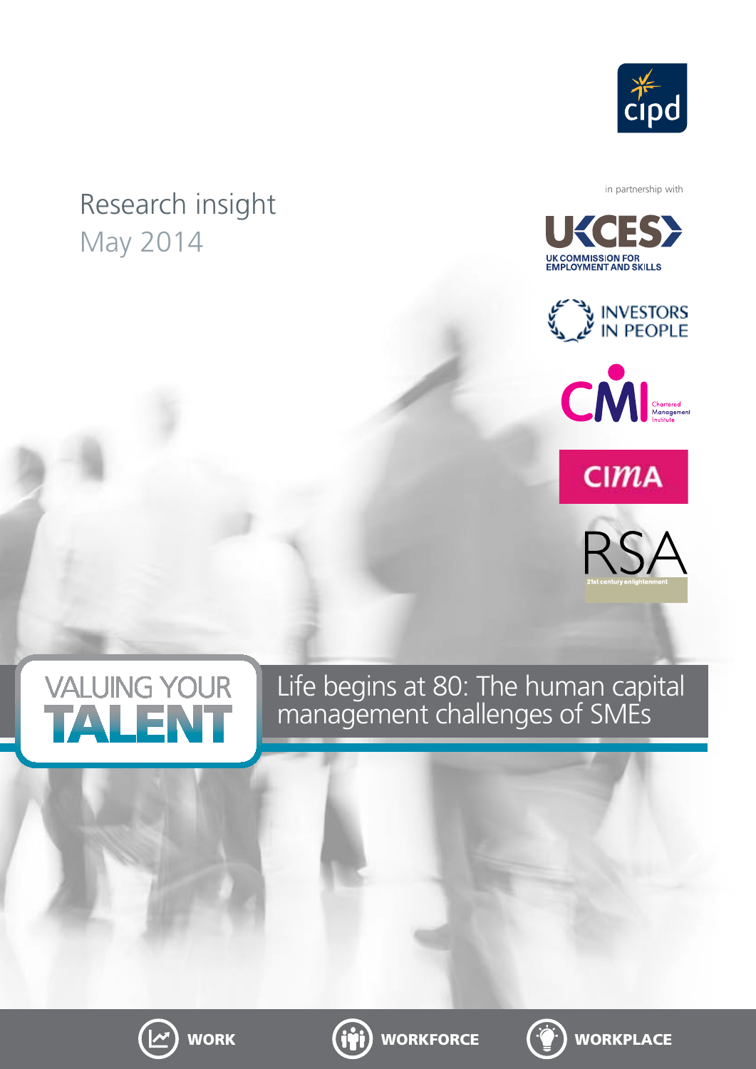cipd

Research insight
May 2014

in partnership with

UKCES
UK COMMISSION FOR EMPLOYMENT AND SKILLS

INVESTORS IN PEOPLE

CMI Chartered Management Institute

CIMA

RSA
21st century enlightenment

# VALUING YOUR TALENT

# Life begins at 80: The human capital management challenges of SMEs

WORK    WORKFORCE    WORKPLACE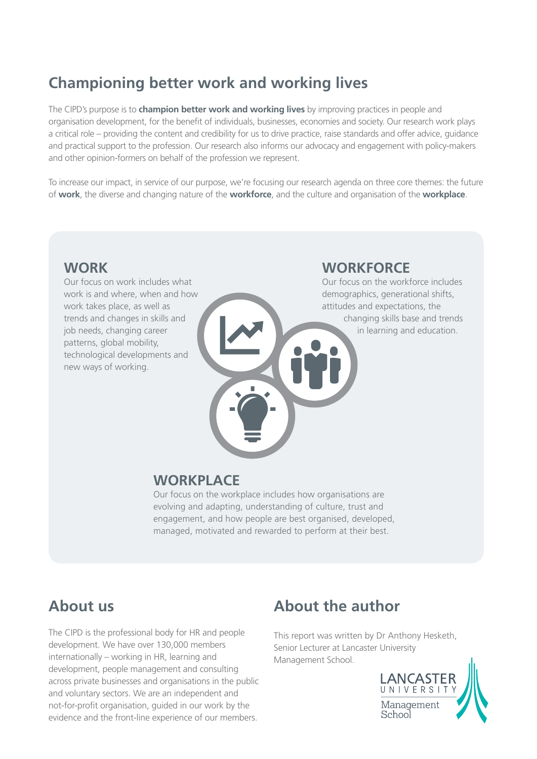## Championing better work and working lives

The CIPD's purpose is to **champion better work and working lives** by improving practices in people and organisation development, for the benefit of individuals, businesses, economies and society. Our research work plays a critical role – providing the content and credibility for us to drive practice, raise standards and offer advice, guidance and practical support to the profession. Our research also informs our advocacy and engagement with policy-makers and other opinion-formers on behalf of the profession we represent.

To increase our impact, in service of our purpose, we're focusing our research agenda on three core themes: the future of **work**, the diverse and changing nature of the **workforce**, and the culture and organisation of the **workplace**.

### WORK

Our focus on work includes what work is and where, when and how work takes place, as well as trends and changes in skills and job needs, changing career patterns, global mobility, technological developments and new ways of working.

### WORKFORCE

Our focus on the workforce includes demographics, generational shifts, attitudes and expectations, the changing skills base and trends in learning and education.

### WORKPLACE

Our focus on the workplace includes how organisations are evolving and adapting, understanding of culture, trust and engagement, and how people are best organised, developed, managed, motivated and rewarded to perform at their best.

## About us

The CIPD is the professional body for HR and people development. We have over 130,000 members internationally – working in HR, learning and development, people management and consulting across private businesses and organisations in the public and voluntary sectors. We are an independent and not-for-profit organisation, guided in our work by the evidence and the front-line experience of our members.

## About the author

This report was written by Dr Anthony Hesketh, Senior Lecturer at Lancaster University Management School.

LANCASTER UNIVERSITY Management School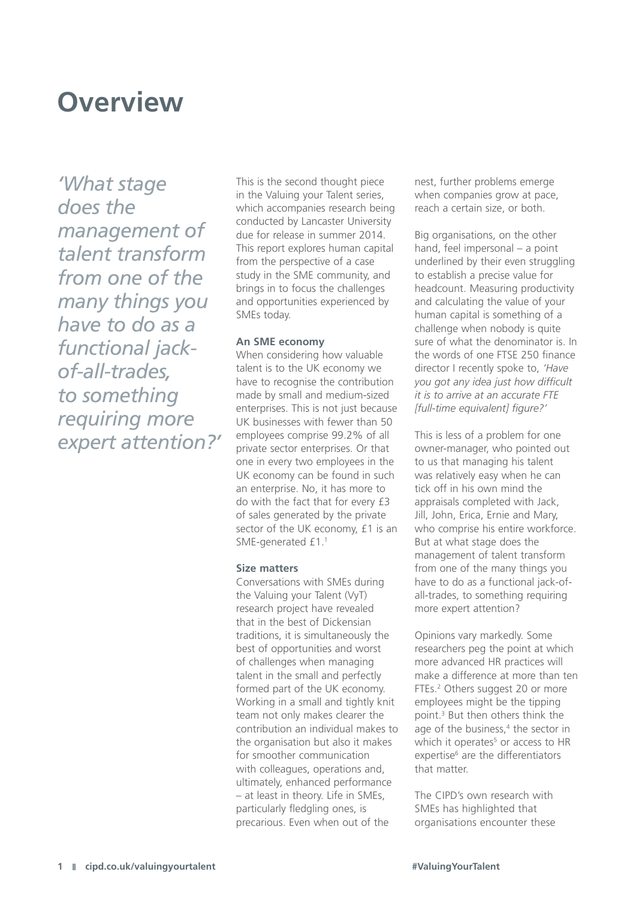# Overview

*'What stage does the management of talent transform from one of the many things you have to do as a functional jack-of-all-trades, to something requiring more expert attention?'*

This is the second thought piece in the Valuing your Talent series, which accompanies research being conducted by Lancaster University due for release in summer 2014. This report explores human capital from the perspective of a case study in the SME community, and brings in to focus the challenges and opportunities experienced by SMEs today.

**An SME economy**

When considering how valuable talent is to the UK economy we have to recognise the contribution made by small and medium-sized enterprises. This is not just because UK businesses with fewer than 50 employees comprise 99.2% of all private sector enterprises. Or that one in every two employees in the UK economy can be found in such an enterprise. No, it has more to do with the fact that for every £3 of sales generated by the private sector of the UK economy, £1 is an SME-generated £1.[1]

**Size matters**

Conversations with SMEs during the Valuing your Talent (VyT) research project have revealed that in the best of Dickensian traditions, it is simultaneously the best of opportunities and worst of challenges when managing talent in the small and perfectly formed part of the UK economy. Working in a small and tightly knit team not only makes clearer the contribution an individual makes to the organisation but also it makes for smoother communication with colleagues, operations and, ultimately, enhanced performance – at least in theory. Life in SMEs, particularly fledgling ones, is precarious. Even when out of the nest, further problems emerge when companies grow at pace, reach a certain size, or both.

Big organisations, on the other hand, feel impersonal – a point underlined by their even struggling to establish a precise value for headcount. Measuring productivity and calculating the value of your human capital is something of a challenge when nobody is quite sure of what the denominator is. In the words of one FTSE 250 finance director I recently spoke to, *'Have you got any idea just how difficult it is to arrive at an accurate FTE [full-time equivalent] figure?'*

This is less of a problem for one owner-manager, who pointed out to us that managing his talent was relatively easy when he can tick off in his own mind the appraisals completed with Jack, Jill, John, Erica, Ernie and Mary, who comprise his entire workforce. But at what stage does the management of talent transform from one of the many things you have to do as a functional jack-of-all-trades, to something requiring more expert attention?

Opinions vary markedly. Some researchers peg the point at which more advanced HR practices will make a difference at more than ten FTEs.[2] Others suggest 20 or more employees might be the tipping point.[3] But then others think the age of the business,[4] the sector in which it operates[5] or access to HR expertise[6] are the differentiators that matter.

The CIPD's own research with SMEs has highlighted that organisations encounter these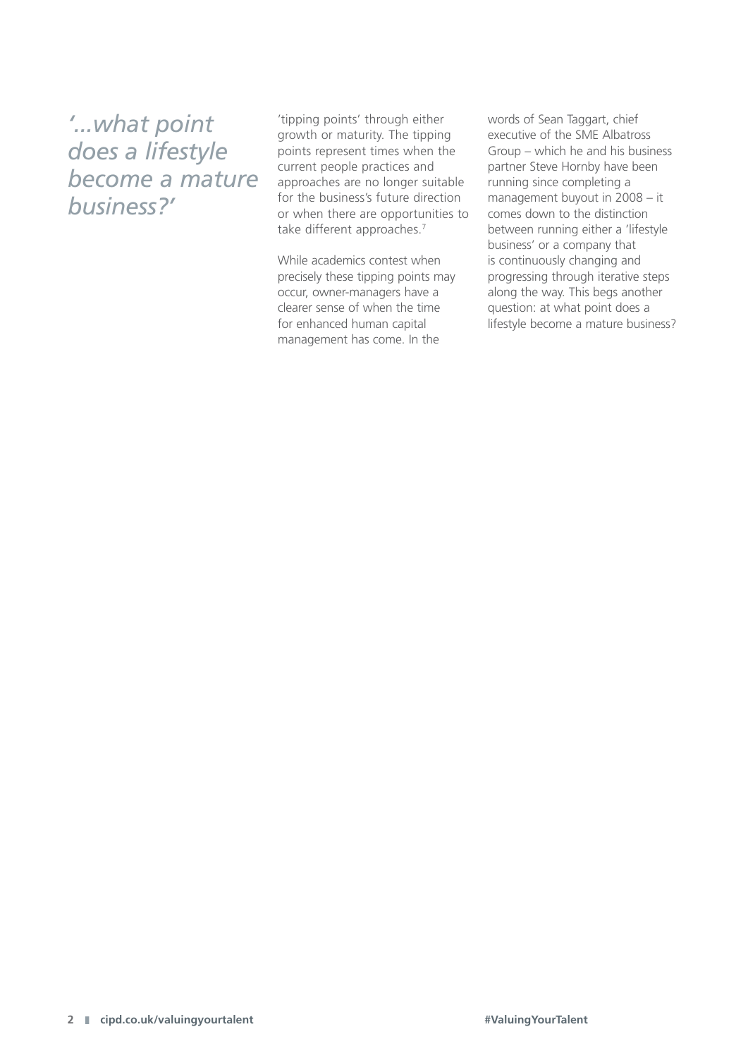*'...what point does a lifestyle become a mature business?'*

'tipping points' through either growth or maturity. The tipping points represent times when the current people practices and approaches are no longer suitable for the business's future direction or when there are opportunities to take different approaches.[7]

While academics contest when precisely these tipping points may occur, owner-managers have a clearer sense of when the time for enhanced human capital management has come. In the words of Sean Taggart, chief executive of the SME Albatross Group – which he and his business partner Steve Hornby have been running since completing a management buyout in 2008 – it comes down to the distinction between running either a 'lifestyle business' or a company that is continuously changing and progressing through iterative steps along the way. This begs another question: at what point does a lifestyle become a mature business?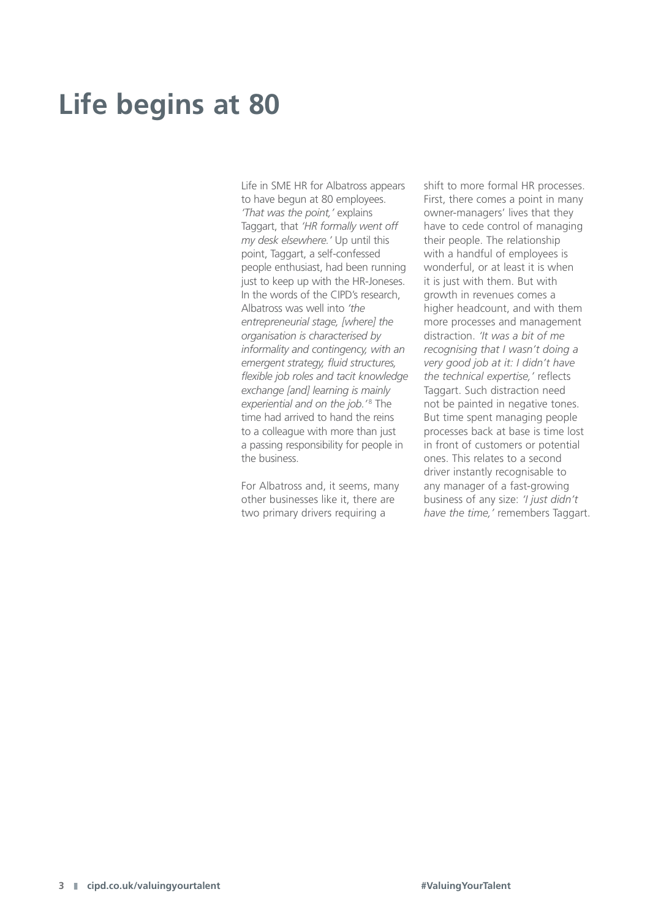# Life begins at 80

Life in SME HR for Albatross appears to have begun at 80 employees. *'That was the point,'* explains Taggart, that *'HR formally went off my desk elsewhere.'* Up until this point, Taggart, a self-confessed people enthusiast, had been running just to keep up with the HR-Joneses. In the words of the CIPD's research, Albatross was well into *'the entrepreneurial stage, [where] the organisation is characterised by informality and contingency, with an emergent strategy, fluid structures, flexible job roles and tacit knowledge exchange [and] learning is mainly experiential and on the job.'*[8] The time had arrived to hand the reins to a colleague with more than just a passing responsibility for people in the business.

For Albatross and, it seems, many other businesses like it, there are two primary drivers requiring a shift to more formal HR processes. First, there comes a point in many owner-managers' lives that they have to cede control of managing their people. The relationship with a handful of employees is wonderful, or at least it is when it is just with them. But with growth in revenues comes a higher headcount, and with them more processes and management distraction. *'It was a bit of me recognising that I wasn't doing a very good job at it: I didn't have the technical expertise,'* reflects Taggart. Such distraction need not be painted in negative tones. But time spent managing people processes back at base is time lost in front of customers or potential ones. This relates to a second driver instantly recognisable to any manager of a fast-growing business of any size: *'I just didn't have the time,'* remembers Taggart.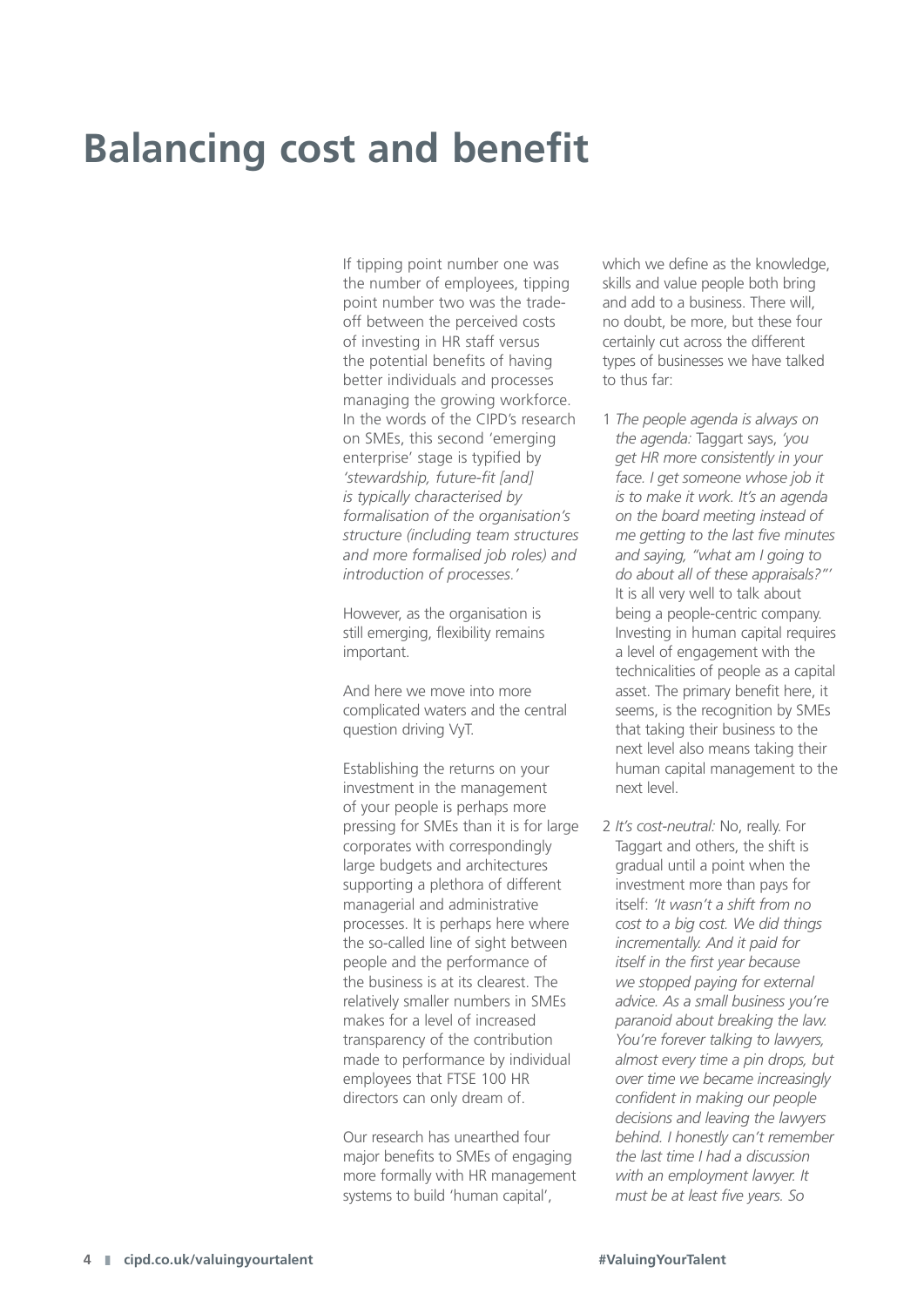# Balancing cost and benefit

If tipping point number one was the number of employees, tipping point number two was the trade-off between the perceived costs of investing in HR staff versus the potential benefits of having better individuals and processes managing the growing workforce. In the words of the CIPD's research on SMEs, this second 'emerging enterprise' stage is typified by *'stewardship, future-fit [and] is typically characterised by formalisation of the organisation's structure (including team structures and more formalised job roles) and introduction of processes.'*

However, as the organisation is still emerging, flexibility remains important.

And here we move into more complicated waters and the central question driving VyT.

Establishing the returns on your investment in the management of your people is perhaps more pressing for SMEs than it is for large corporates with correspondingly large budgets and architectures supporting a plethora of different managerial and administrative processes. It is perhaps here where the so-called line of sight between people and the performance of the business is at its clearest. The relatively smaller numbers in SMEs makes for a level of increased transparency of the contribution made to performance by individual employees that FTSE 100 HR directors can only dream of.

Our research has unearthed four major benefits to SMEs of engaging more formally with HR management systems to build 'human capital', which we define as the knowledge, skills and value people both bring and add to a business. There will, no doubt, be more, but these four certainly cut across the different types of businesses we have talked to thus far:

1 *The people agenda is always on the agenda:* Taggart says, *'you get HR more consistently in your face. I get someone whose job it is to make it work. It's an agenda on the board meeting instead of me getting to the last five minutes and saying, "what am I going to do about all of these appraisals?"'* It is all very well to talk about being a people-centric company. Investing in human capital requires a level of engagement with the technicalities of people as a capital asset. The primary benefit here, it seems, is the recognition by SMEs that taking their business to the next level also means taking their human capital management to the next level.

2 *It's cost-neutral:* No, really. For Taggart and others, the shift is gradual until a point when the investment more than pays for itself: *'It wasn't a shift from no cost to a big cost. We did things incrementally. And it paid for itself in the first year because we stopped paying for external advice. As a small business you're paranoid about breaking the law. You're forever talking to lawyers, almost every time a pin drops, but over time we became increasingly confident in making our people decisions and leaving the lawyers behind. I honestly can't remember the last time I had a discussion with an employment lawyer. It must be at least five years. So*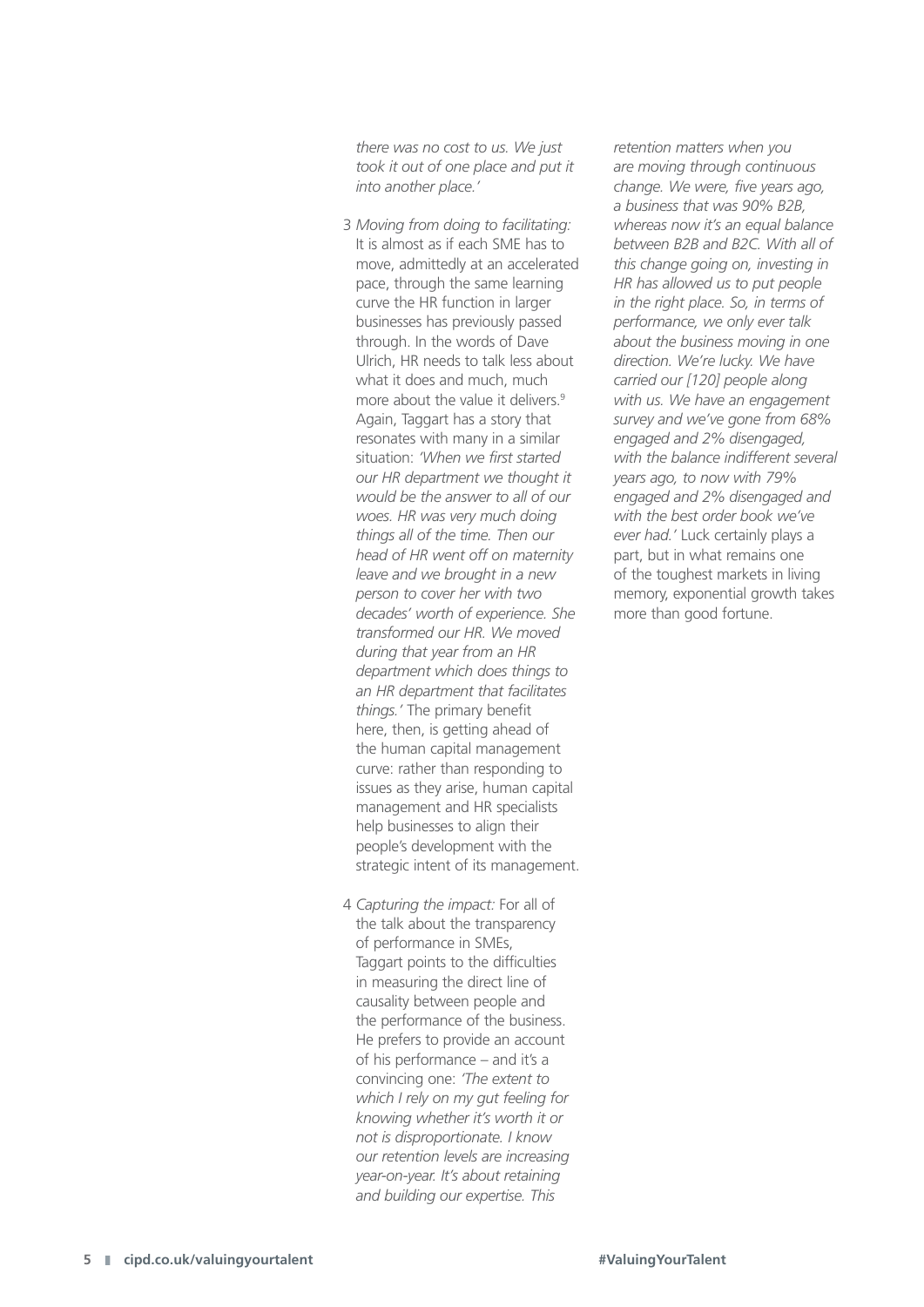*there was no cost to us. We just took it out of one place and put it into another place.'*

3 *Moving from doing to facilitating:* It is almost as if each SME has to move, admittedly at an accelerated pace, through the same learning curve the HR function in larger businesses has previously passed through. In the words of Dave Ulrich, HR needs to talk less about what it does and much, much more about the value it delivers.[9] Again, Taggart has a story that resonates with many in a similar situation: *'When we first started our HR department we thought it would be the answer to all of our woes. HR was very much doing things all of the time. Then our head of HR went off on maternity leave and we brought in a new person to cover her with two decades' worth of experience. She transformed our HR. We moved during that year from an HR department which does things to an HR department that facilitates things.'* The primary benefit here, then, is getting ahead of the human capital management curve: rather than responding to issues as they arise, human capital management and HR specialists help businesses to align their people's development with the strategic intent of its management.

4 *Capturing the impact:* For all of the talk about the transparency of performance in SMEs, Taggart points to the difficulties in measuring the direct line of causality between people and the performance of the business. He prefers to provide an account of his performance – and it's a convincing one: *'The extent to which I rely on my gut feeling for knowing whether it's worth it or not is disproportionate. I know our retention levels are increasing year-on-year. It's about retaining and building our expertise. This retention matters when you are moving through continuous change. We were, five years ago, a business that was 90% B2B, whereas now it's an equal balance between B2B and B2C. With all of this change going on, investing in HR has allowed us to put people in the right place. So, in terms of performance, we only ever talk about the business moving in one direction. We're lucky. We have carried our [120] people along with us. We have an engagement survey and we've gone from 68% engaged and 2% disengaged, with the balance indifferent several years ago, to now with 79% engaged and 2% disengaged and with the best order book we've ever had.'* Luck certainly plays a part, but in what remains one of the toughest markets in living memory, exponential growth takes more than good fortune.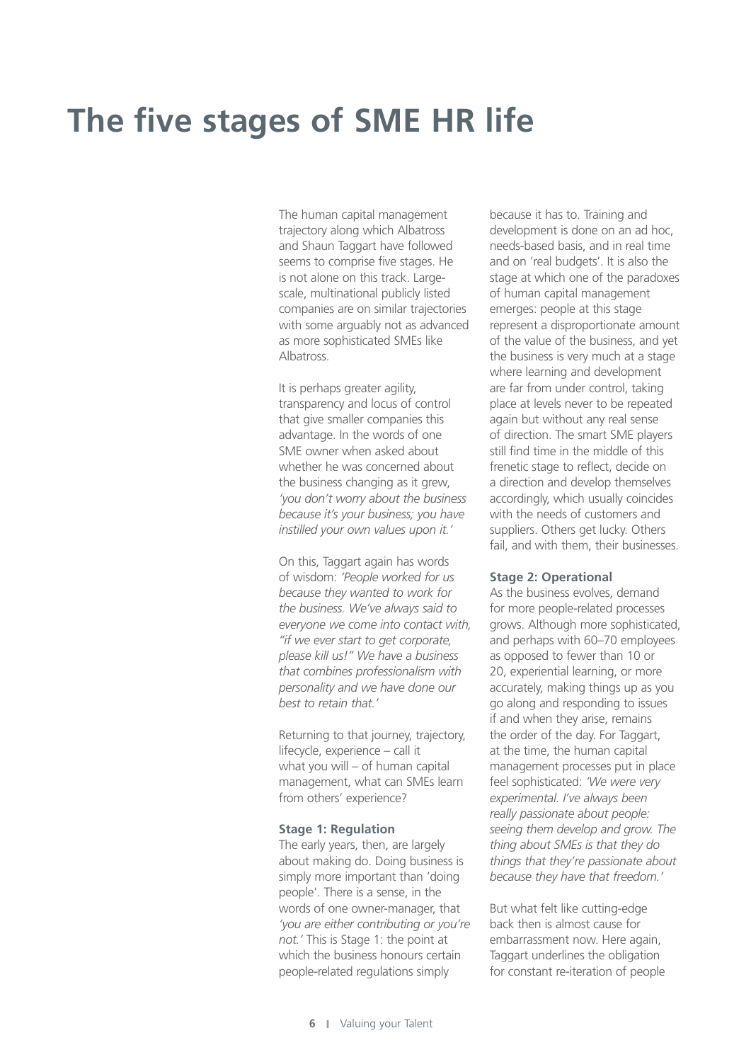# The five stages of SME HR life

The human capital management trajectory along which Albatross and Shaun Taggart have followed seems to comprise five stages. He is not alone on this track. Large-scale, multinational publicly listed companies are on similar trajectories with some arguably not as advanced as more sophisticated SMEs like Albatross.

It is perhaps greater agility, transparency and locus of control that give smaller companies this advantage. In the words of one SME owner when asked about whether he was concerned about the business changing as it grew, *'you don't worry about the business because it's your business; you have instilled your own values upon it.'*

On this, Taggart again has words of wisdom: *'People worked for us because they wanted to work for the business. We've always said to everyone we come into contact with, "if we ever start to get corporate, please kill us!" We have a business that combines professionalism with personality and we have done our best to retain that.'*

Returning to that journey, trajectory, lifecycle, experience – call it what you will – of human capital management, what can SMEs learn from others' experience?

**Stage 1: Regulation**

The early years, then, are largely about making do. Doing business is simply more important than 'doing people'. There is a sense, in the words of one owner-manager, that *'you are either contributing or you're not.'* This is Stage 1: the point at which the business honours certain people-related regulations simply because it has to. Training and development is done on an ad hoc, needs-based basis, and in real time and on 'real budgets'. It is also the stage at which one of the paradoxes of human capital management emerges: people at this stage represent a disproportionate amount of the value of the business, and yet the business is very much at a stage where learning and development are far from under control, taking place at levels never to be repeated again but without any real sense of direction. The smart SME players still find time in the middle of this frenetic stage to reflect, decide on a direction and develop themselves accordingly, which usually coincides with the needs of customers and suppliers. Others get lucky. Others fail, and with them, their businesses.

**Stage 2: Operational**

As the business evolves, demand for more people-related processes grows. Although more sophisticated, and perhaps with 60–70 employees as opposed to fewer than 10 or 20, experiential learning, or more accurately, making things up as you go along and responding to issues if and when they arise, remains the order of the day. For Taggart, at the time, the human capital management processes put in place feel sophisticated: *'We were very experimental. I've always been really passionate about people: seeing them develop and grow. The thing about SMEs is that they do things that they're passionate about because they have that freedom.'*

But what felt like cutting-edge back then is almost cause for embarrassment now. Here again, Taggart underlines the obligation for constant re-iteration of people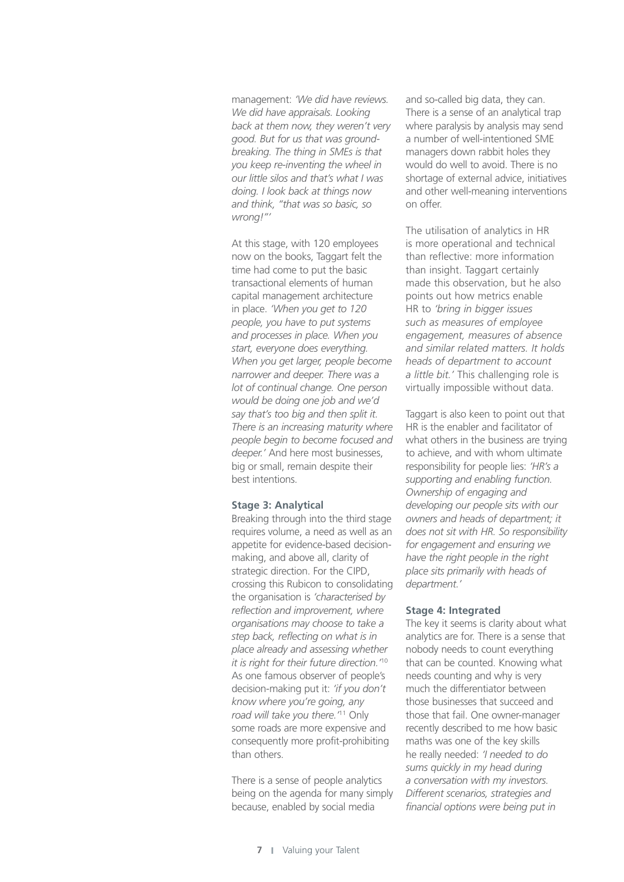management: *'We did have reviews. We did have appraisals. Looking back at them now, they weren't very good. But for us that was ground-breaking. The thing in SMEs is that you keep re-inventing the wheel in our little silos and that's what I was doing. I look back at things now and think, "that was so basic, so wrong!"'*

At this stage, with 120 employees now on the books, Taggart felt the time had come to put the basic transactional elements of human capital management architecture in place. *'When you get to 120 people, you have to put systems and processes in place. When you start, everyone does everything. When you get larger, people become narrower and deeper. There was a lot of continual change. One person would be doing one job and we'd say that's too big and then split it. There is an increasing maturity where people begin to become focused and deeper.'* And here most businesses, big or small, remain despite their best intentions.

**Stage 3: Analytical**

Breaking through into the third stage requires volume, a need as well as an appetite for evidence-based decision-making, and above all, clarity of strategic direction. For the CIPD, crossing this Rubicon to consolidating the organisation is *'characterised by reflection and improvement, where organisations may choose to take a step back, reflecting on what is in place already and assessing whether it is right for their future direction.'*[10] As one famous observer of people's decision-making put it: *'if you don't know where you're going, any road will take you there.'*[11] Only some roads are more expensive and consequently more profit-prohibiting than others.

There is a sense of people analytics being on the agenda for many simply because, enabled by social media and so-called big data, they can. There is a sense of an analytical trap where paralysis by analysis may send a number of well-intentioned SME managers down rabbit holes they would do well to avoid. There is no shortage of external advice, initiatives and other well-meaning interventions on offer.

The utilisation of analytics in HR is more operational and technical than reflective: more information than insight. Taggart certainly made this observation, but he also points out how metrics enable HR to *'bring in bigger issues such as measures of employee engagement, measures of absence and similar related matters. It holds heads of department to account a little bit.'* This challenging role is virtually impossible without data.

Taggart is also keen to point out that HR is the enabler and facilitator of what others in the business are trying to achieve, and with whom ultimate responsibility for people lies: *'HR's a supporting and enabling function. Ownership of engaging and developing our people sits with our owners and heads of department; it does not sit with HR. So responsibility for engagement and ensuring we have the right people in the right place sits primarily with heads of department.'*

**Stage 4: Integrated**

The key it seems is clarity about what analytics are for. There is a sense that nobody needs to count everything that can be counted. Knowing what needs counting and why is very much the differentiator between those businesses that succeed and those that fail. One owner-manager recently described to me how basic maths was one of the key skills he really needed: *'I needed to do sums quickly in my head during a conversation with my investors. Different scenarios, strategies and financial options were being put in*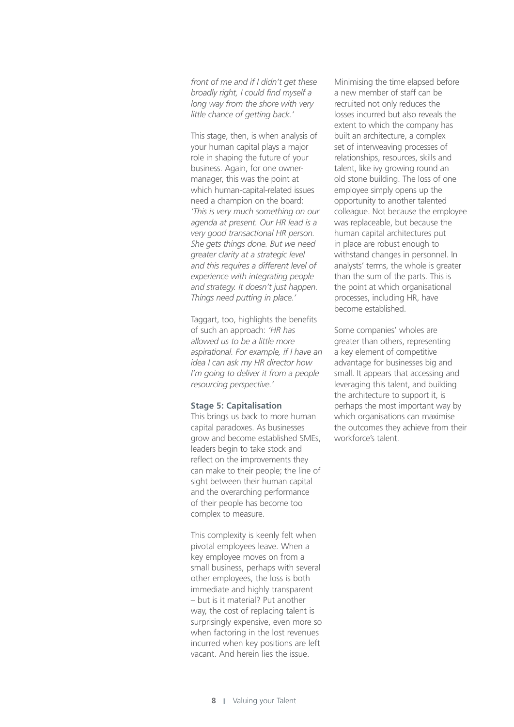*front of me and if I didn't get these broadly right, I could find myself a long way from the shore with very little chance of getting back.'*

This stage, then, is when analysis of your human capital plays a major role in shaping the future of your business. Again, for one owner-manager, this was the point at which human-capital-related issues need a champion on the board: *'This is very much something on our agenda at present. Our HR lead is a very good transactional HR person. She gets things done. But we need greater clarity at a strategic level and this requires a different level of experience with integrating people and strategy. It doesn't just happen. Things need putting in place.'*

Taggart, too, highlights the benefits of such an approach: *'HR has allowed us to be a little more aspirational. For example, if I have an idea I can ask my HR director how I'm going to deliver it from a people resourcing perspective.'*

**Stage 5: Capitalisation**

This brings us back to more human capital paradoxes. As businesses grow and become established SMEs, leaders begin to take stock and reflect on the improvements they can make to their people; the line of sight between their human capital and the overarching performance of their people has become too complex to measure.

This complexity is keenly felt when pivotal employees leave. When a key employee moves on from a small business, perhaps with several other employees, the loss is both immediate and highly transparent – but is it material? Put another way, the cost of replacing talent is surprisingly expensive, even more so when factoring in the lost revenues incurred when key positions are left vacant. And herein lies the issue.

Minimising the time elapsed before a new member of staff can be recruited not only reduces the losses incurred but also reveals the extent to which the company has built an architecture, a complex set of interweaving processes of relationships, resources, skills and talent, like ivy growing round an old stone building. The loss of one employee simply opens up the opportunity to another talented colleague. Not because the employee was replaceable, but because the human capital architectures put in place are robust enough to withstand changes in personnel. In analysts' terms, the whole is greater than the sum of the parts. This is the point at which organisational processes, including HR, have become established.

Some companies' wholes are greater than others, representing a key element of competitive advantage for businesses big and small. It appears that accessing and leveraging this talent, and building the architecture to support it, is perhaps the most important way by which organisations can maximise the outcomes they achieve from their workforce's talent.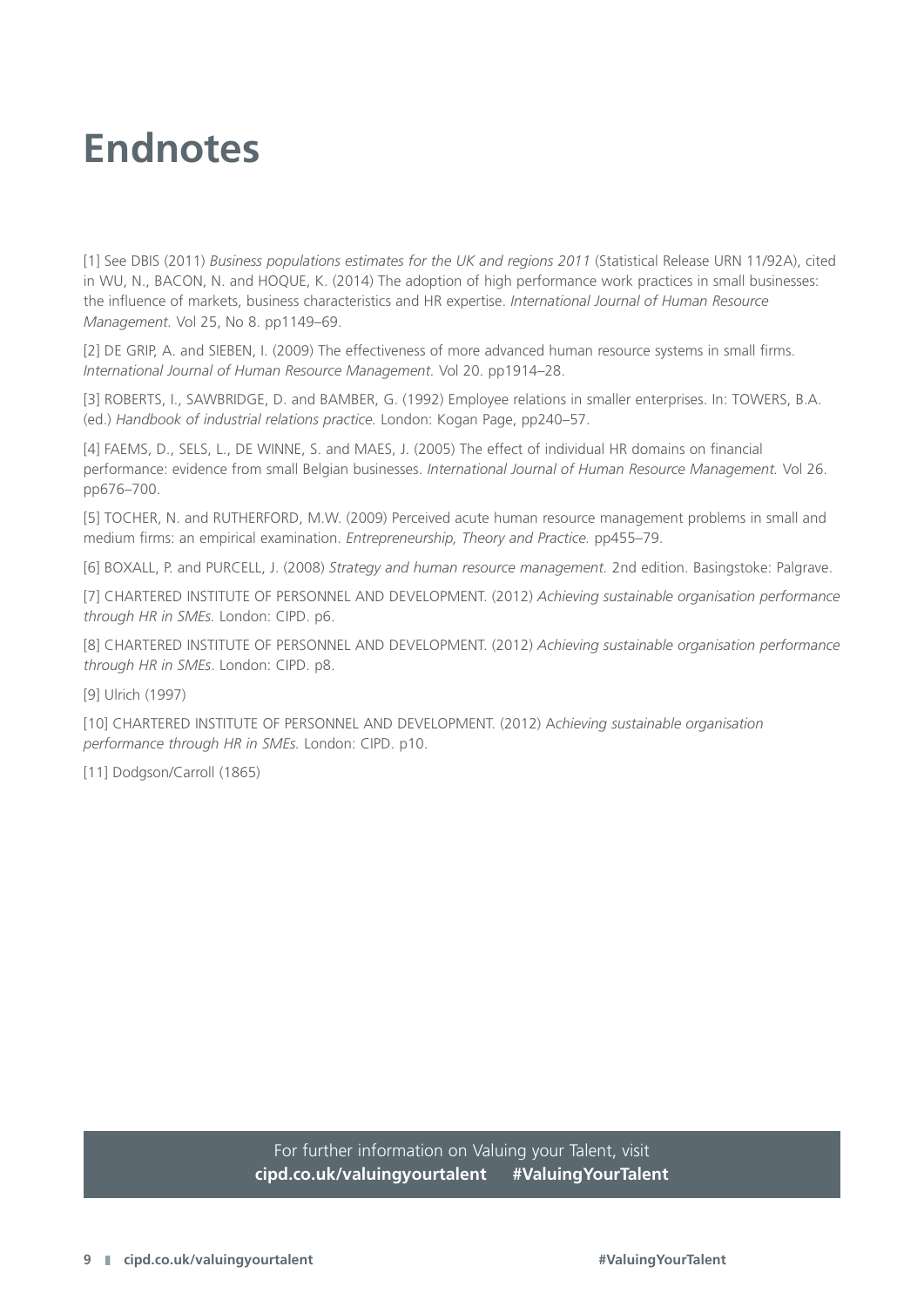# Endnotes

[1] See DBIS (2011) *Business populations estimates for the UK and regions 2011* (Statistical Release URN 11/92A), cited in WU, N., BACON, N. and HOQUE, K. (2014) The adoption of high performance work practices in small businesses: the influence of markets, business characteristics and HR expertise. *International Journal of Human Resource Management.* Vol 25, No 8. pp1149–69.

[2] DE GRIP, A. and SIEBEN, I. (2009) The effectiveness of more advanced human resource systems in small firms. *International Journal of Human Resource Management.* Vol 20. pp1914–28.

[3] ROBERTS, I., SAWBRIDGE, D. and BAMBER, G. (1992) Employee relations in smaller enterprises. In: TOWERS, B.A. (ed.) *Handbook of industrial relations practice.* London: Kogan Page, pp240–57.

[4] FAEMS, D., SELS, L., DE WINNE, S. and MAES, J. (2005) The effect of individual HR domains on financial performance: evidence from small Belgian businesses. *International Journal of Human Resource Management.* Vol 26. pp676–700.

[5] TOCHER, N. and RUTHERFORD, M.W. (2009) Perceived acute human resource management problems in small and medium firms: an empirical examination. *Entrepreneurship, Theory and Practice.* pp455–79.

[6] BOXALL, P. and PURCELL, J. (2008) *Strategy and human resource management.* 2nd edition. Basingstoke: Palgrave.

[7] CHARTERED INSTITUTE OF PERSONNEL AND DEVELOPMENT. (2012) *Achieving sustainable organisation performance through HR in SMEs.* London: CIPD. p6.

[8] CHARTERED INSTITUTE OF PERSONNEL AND DEVELOPMENT. (2012) *Achieving sustainable organisation performance through HR in SMEs*. London: CIPD. p8.

[9] Ulrich (1997)

[10] CHARTERED INSTITUTE OF PERSONNEL AND DEVELOPMENT. (2012) A*chieving sustainable organisation performance through HR in SMEs.* London: CIPD. p10.

[11] Dodgson/Carroll (1865)

For further information on Valuing your Talent, visit
**cipd.co.uk/valuingyourtalent** **#ValuingYourTalent**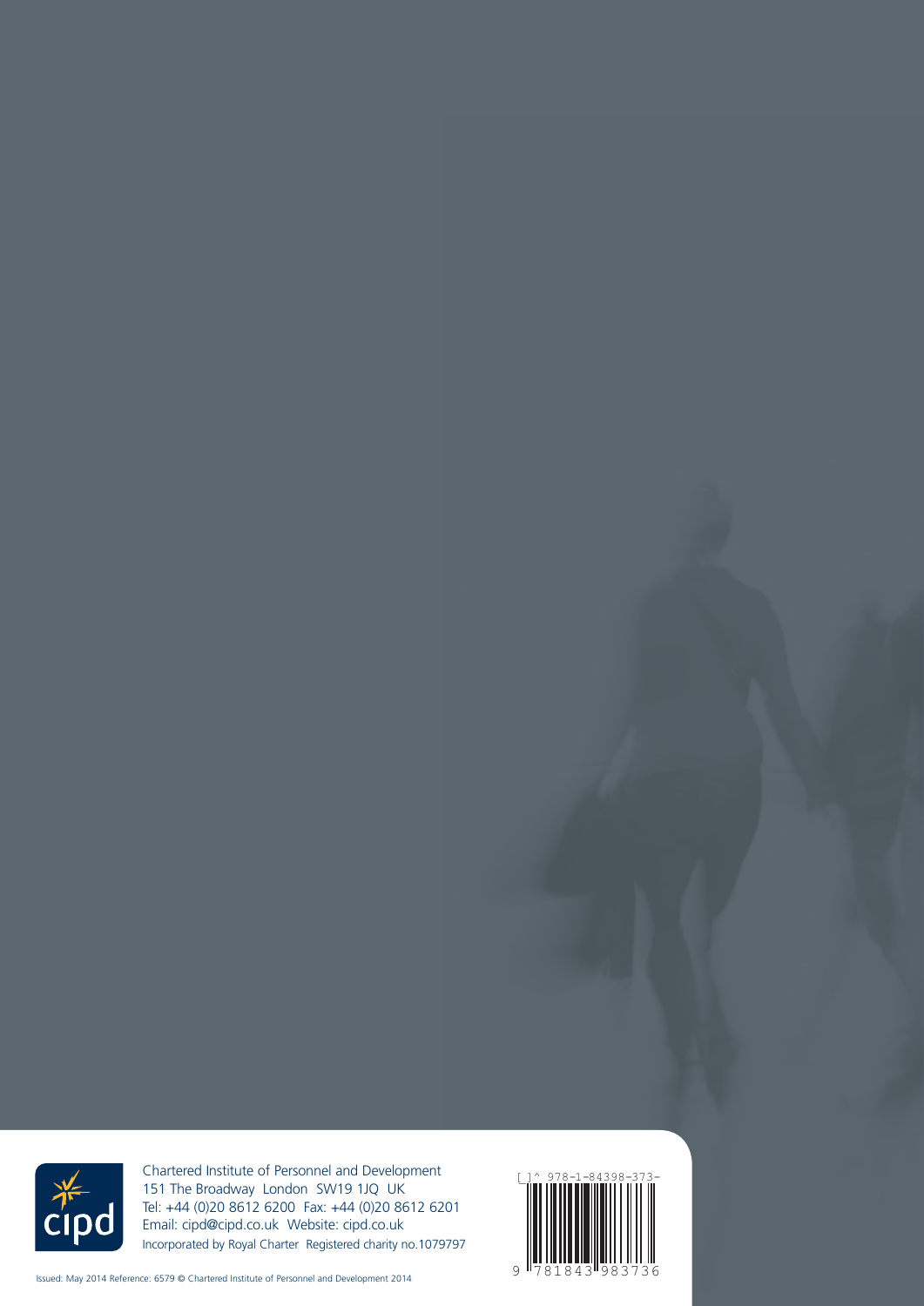Chartered Institute of Personnel and Development
151 The Broadway London SW19 1JQ UK
Tel: +44 (0)20 8612 6200 Fax: +44 (0)20 8612 6201
Email: cipd@cipd.co.uk Website: cipd.co.uk
Incorporated by Royal Charter Registered charity no.1079797

Issued: May 2014 Reference: 6579 © Chartered Institute of Personnel and Development 2014